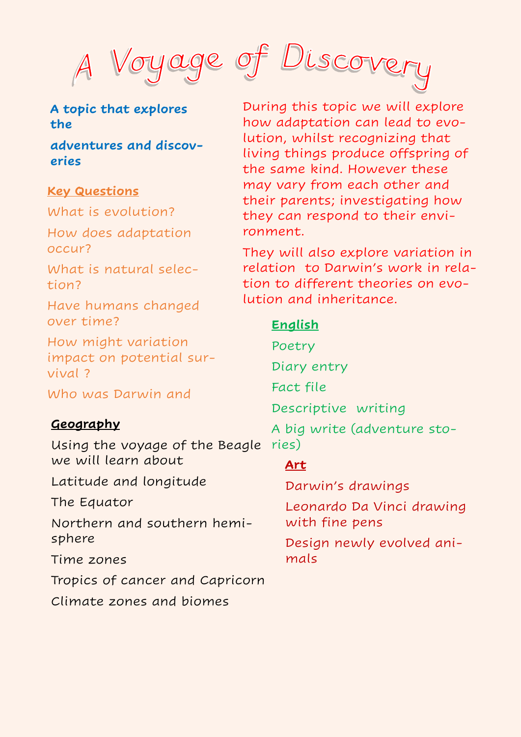# A Voyage of Discovery

**A topic that explores the**

**adventures and discoveries**

## Key Questions

What is evolution?

How does adaptation occur?

What is natural selection?

Have humans changed over time?

How might variation impact on potential survival ?

Who was Darwin and

## Geography

Using the voyage of the Beagle we will learn about

Latitude and longitude

The Equator

Northern and southern hemisphere

Time zones

Tropics of cancer and Capricorn

Climate zones and biomes

During this topic we will explore how adaptation can lead to evolution, whilst recognizing that living things produce offspring of the same kind. However these may vary from each other and their parents; investigating how they can respond to their environment.

They will also explore variation in relation to Darwin's work in relation to different theories on evolution and inheritance.

## English

Poetry

Diary entry

Fact file

Descriptive writing

A big write (adventure stories)

## Art

Darwin's drawings

Leonardo Da Vinci drawing with fine pens

Design newly evolved animals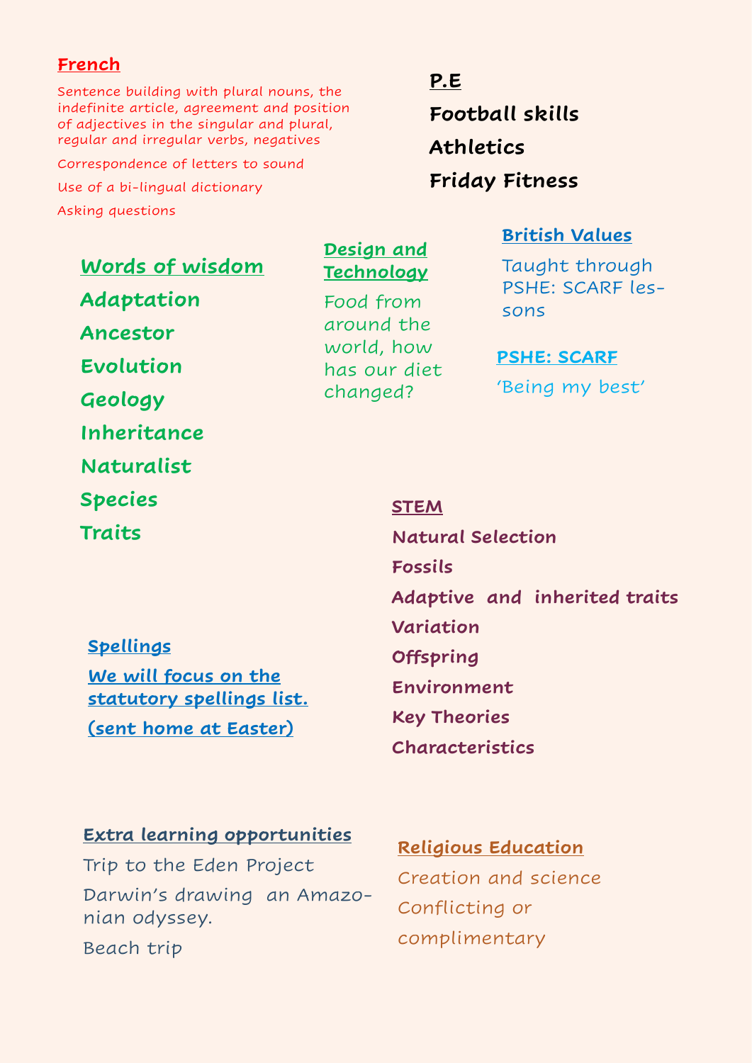## French

Sentence building with plural nouns, the indefinite article, agreement and position of adjectives in the singular and plural, regular and irregular verbs, negatives

Correspondence of letters to sound

Use of a bi-lingual dictionary

Asking questions

## P.E

**Football skills**

**Athletics**

**Friday Fitness**

## Words of wisdom

**Adaptation**

**Ancestor**

**Evolution**

**Geology**

**Inheritance**

**Naturalist**

**Species**

**Traits**

## Design and Technology

Food from around the world, how has our diet changed?

## British Values

Taught through PSHE: SCARF lessons

## PSHE: SCARF

'Being my best'

## STEM

**Natural Selection**

**Fossils**

**Adaptive and inherited traits**

**Variation**

**Offspring**

**Environment**

**Key Theories**

**Characteristics**

## Spellings

We will focus on the statutory spellings list.

(sent home at Easter)

## Extra learning opportunities

Trip to the Eden Project

Darwin's drawing an Amazonian odyssey.

Beach trip

## Religious Education

Creation and science

Conflicting or complimentary